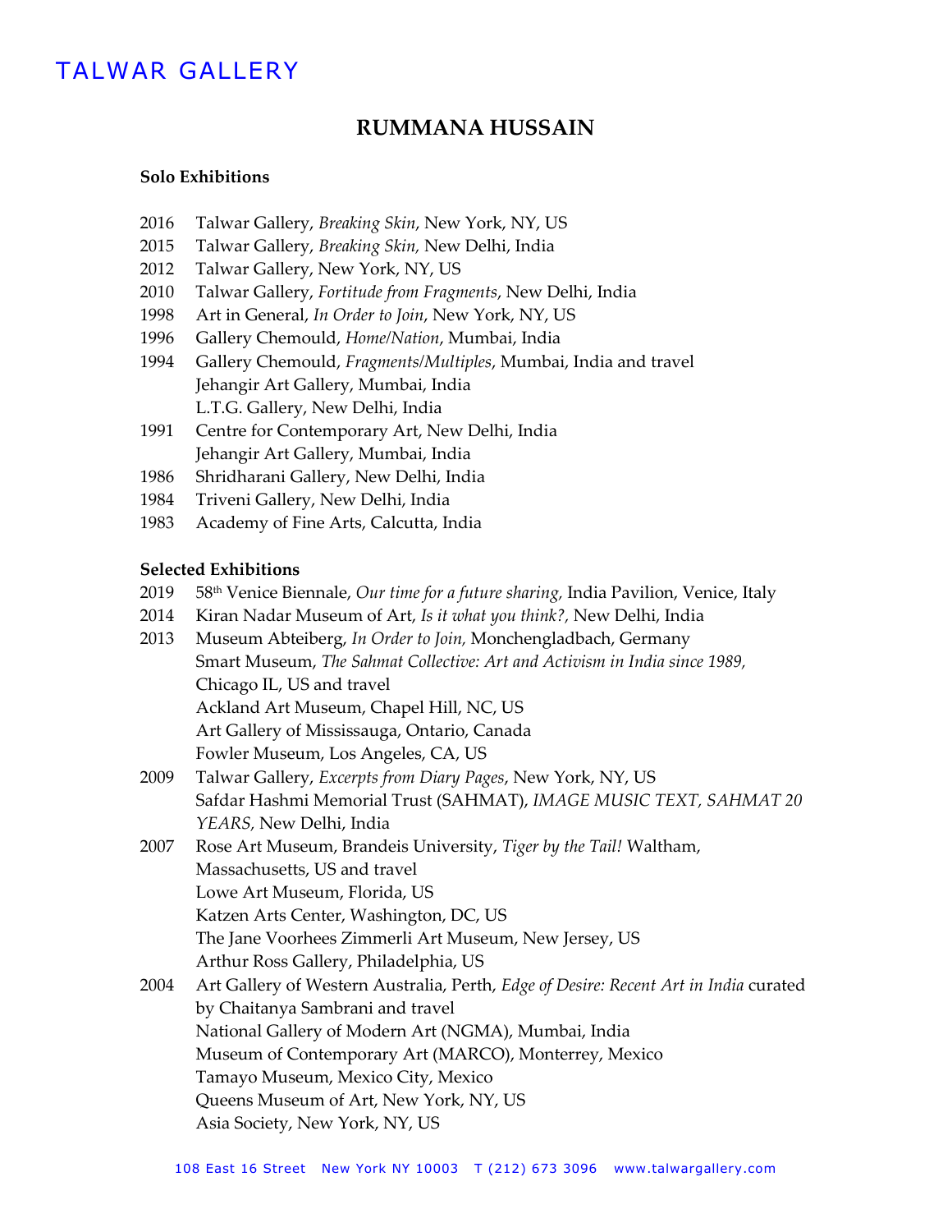TALWAR GALLERY

# RUMMANA HUSSAIN

**Solo Exhibitions**

2016 Talwar Gallery, *Breaking Skin*, New York, NY, US
2015 Talwar Gallery, *Breaking Skin,* New Delhi, India
2012 Talwar Gallery, New York, NY, US
2010 Talwar Gallery, *Fortitude from Fragments*, New Delhi, India
1998 Art in General, *In Order to Join*, New York, NY, US
1996 Gallery Chemould, *Home/Nation*, Mumbai, India
1994 Gallery Chemould, *Fragments/Multiples*, Mumbai, India and travel
Jehangir Art Gallery, Mumbai, India
L.T.G. Gallery, New Delhi, India
1991 Centre for Contemporary Art, New Delhi, India
Jehangir Art Gallery, Mumbai, India
1986 Shridharani Gallery, New Delhi, India
1984 Triveni Gallery, New Delhi, India
1983 Academy of Fine Arts, Calcutta, India

**Selected Exhibitions**

2019 58th Venice Biennale, *Our time for a future sharing,* India Pavilion, Venice, Italy
2014 Kiran Nadar Museum of Art, *Is it what you think?,* New Delhi, India
2013 Museum Abteiberg, *In Order to Join,* Monchengladbach, Germany
Smart Museum, *The Sahmat Collective: Art and Activism in India since 1989,* Chicago IL, US and travel
Ackland Art Museum, Chapel Hill, NC, US
Art Gallery of Mississauga, Ontario, Canada
Fowler Museum, Los Angeles, CA, US
2009 Talwar Gallery, *Excerpts from Diary Pages*, New York, NY, US
Safdar Hashmi Memorial Trust (SAHMAT), *IMAGE MUSIC TEXT, SAHMAT 20 YEARS,* New Delhi, India
2007 Rose Art Museum, Brandeis University, *Tiger by the Tail!* Waltham, Massachusetts, US and travel
Lowe Art Museum, Florida, US
Katzen Arts Center, Washington, DC, US
The Jane Voorhees Zimmerli Art Museum, New Jersey, US
Arthur Ross Gallery, Philadelphia, US
2004 Art Gallery of Western Australia, Perth, *Edge of Desire: Recent Art in India* curated by Chaitanya Sambrani and travel
National Gallery of Modern Art (NGMA), Mumbai, India
Museum of Contemporary Art (MARCO), Monterrey, Mexico
Tamayo Museum, Mexico City, Mexico
Queens Museum of Art, New York, NY, US
Asia Society, New York, NY, US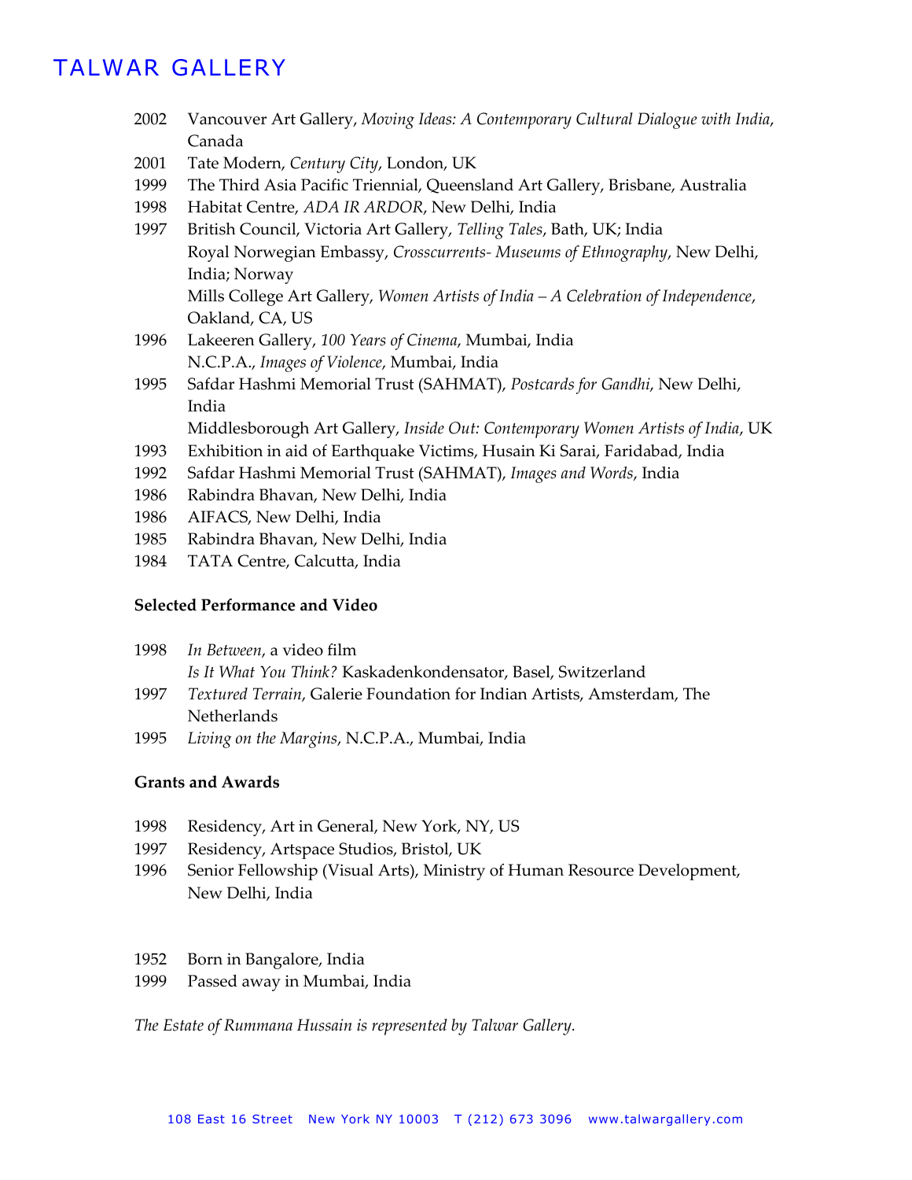2002 Vancouver Art Gallery, *Moving Ideas: A Contemporary Cultural Dialogue with India*, Canada
2001 Tate Modern, *Century City*, London, UK
1999 The Third Asia Pacific Triennial, Queensland Art Gallery, Brisbane, Australia
1998 Habitat Centre, *ADA IR ARDOR*, New Delhi, India
1997 British Council, Victoria Art Gallery, *Telling Tales*, Bath, UK; India
Royal Norwegian Embassy, *Crosscurrents- Museums of Ethnography*, New Delhi, India; Norway
Mills College Art Gallery, *Women Artists of India – A Celebration of Independence*, Oakland, CA, US
1996 Lakeeren Gallery, *100 Years of Cinema*, Mumbai, India
N.C.P.A., *Images of Violence*, Mumbai, India
1995 Safdar Hashmi Memorial Trust (SAHMAT), *Postcards for Gandhi*, New Delhi, India
Middlesborough Art Gallery, *Inside Out: Contemporary Women Artists of India*, UK
1993 Exhibition in aid of Earthquake Victims, Husain Ki Sarai, Faridabad, India
1992 Safdar Hashmi Memorial Trust (SAHMAT), *Images and Words*, India
1986 Rabindra Bhavan, New Delhi, India
1986 AIFACS, New Delhi, India
1985 Rabindra Bhavan, New Delhi, India
1984 TATA Centre, Calcutta, India

**Selected Performance and Video**

1998 *In Between*, a video film
*Is It What You Think?* Kaskadenkondensator, Basel, Switzerland
1997 *Textured Terrain*, Galerie Foundation for Indian Artists, Amsterdam, The Netherlands
1995 *Living on the Margins*, N.C.P.A., Mumbai, India

**Grants and Awards**

1998 Residency, Art in General, New York, NY, US
1997 Residency, Artspace Studios, Bristol, UK
1996 Senior Fellowship (Visual Arts), Ministry of Human Resource Development, New Delhi, India

1952 Born in Bangalore, India
1999 Passed away in Mumbai, India

*The Estate of Rummana Hussain is represented by Talwar Gallery.*